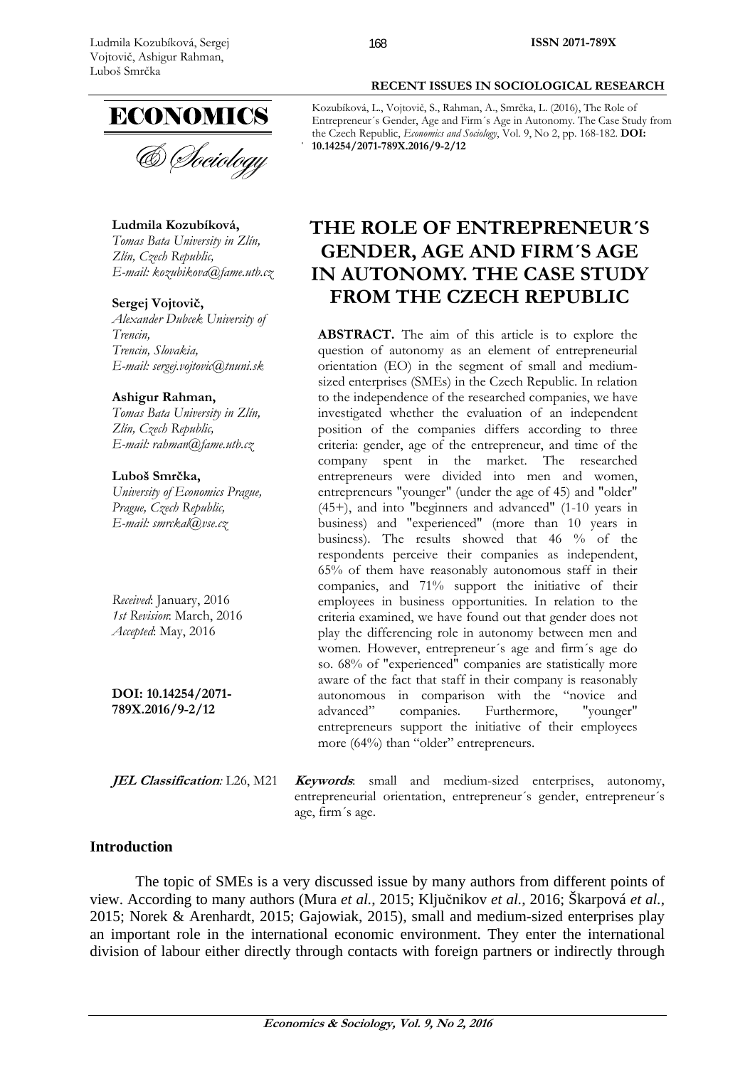**RECENT ISSUES IN SOCIOLOGICAL RESEARCH**

Kozubíková, L., Vojtovič, S., Rahman, A., Smrčka, L. (2016), The Role of Entrepreneur´s Gender, Age and Firm´s Age in Autonomy. The Case Study from the Czech Republic, *Economics and Sociology*, Vol. 9, No 2, pp. 168-182. **DOI: 10.14254/2071-789X.2016/9-2/12**

**Ludmila Kozubíková,**
*Tomas Bata University in Zlín, Zlín, Czech Republic, E-mail: kozubikova@fame.utb.cz*

**Sergej Vojtovič,**
*Alexander Dubcek University of Trencin, Trencin, Slovakia, E-mail: sergej.vojtovic@tnuni.sk*

**Ashigur Rahman,**
*Tomas Bata University in Zlín, Zlín, Czech Republic, E-mail: rahman@fame.utb.cz*

**Luboš Smrčka,**
*University of Economics Prague, Prague, Czech Republic, E-mail: smrckal@vse.cz*

*Received*: January, 2016
*1st Revision*: March, 2016
*Accepted*: May, 2016

**DOI: 10.14254/2071-789X.2016/9-2/12**

# THE ROLE OF ENTREPRENEUR´S GENDER, AGE AND FIRM´S AGE IN AUTONOMY. THE CASE STUDY FROM THE CZECH REPUBLIC

**ABSTRACT.** The aim of this article is to explore the question of autonomy as an element of entrepreneurial orientation (EO) in the segment of small and medium-sized enterprises (SMEs) in the Czech Republic. In relation to the independence of the researched companies, we have investigated whether the evaluation of an independent position of the companies differs according to three criteria: gender, age of the entrepreneur, and time of the company spent in the market. The researched entrepreneurs were divided into men and women, entrepreneurs "younger" (under the age of 45) and "older" (45+), and into "beginners and advanced" (1-10 years in business) and "experienced" (more than 10 years in business). The results showed that 46 % of the respondents perceive their companies as independent, 65% of them have reasonably autonomous staff in their companies, and 71% support the initiative of their employees in business opportunities. In relation to the criteria examined, we have found out that gender does not play the differencing role in autonomy between men and women. However, entrepreneur´s age and firm´s age do so. 68% of "experienced" companies are statistically more aware of the fact that staff in their company is reasonably autonomous in comparison with the "novice and advanced" companies. Furthermore, "younger" entrepreneurs support the initiative of their employees more (64%) than "older" entrepreneurs.

***JEL Classification*:** L26, M21

***Keywords*:** small and medium-sized enterprises, autonomy, entrepreneurial orientation, entrepreneur´s gender, entrepreneur´s age, firm´s age.

## Introduction

The topic of SMEs is a very discussed issue by many authors from different points of view. According to many authors (Mura *et al.*, 2015; Ključnikov *et al.*, 2016; Škarpová *et al.*, 2015; Norek & Arenhardt, 2015; Gajowiak, 2015), small and medium-sized enterprises play an important role in the international economic environment. They enter the international division of labour either directly through contacts with foreign partners or indirectly through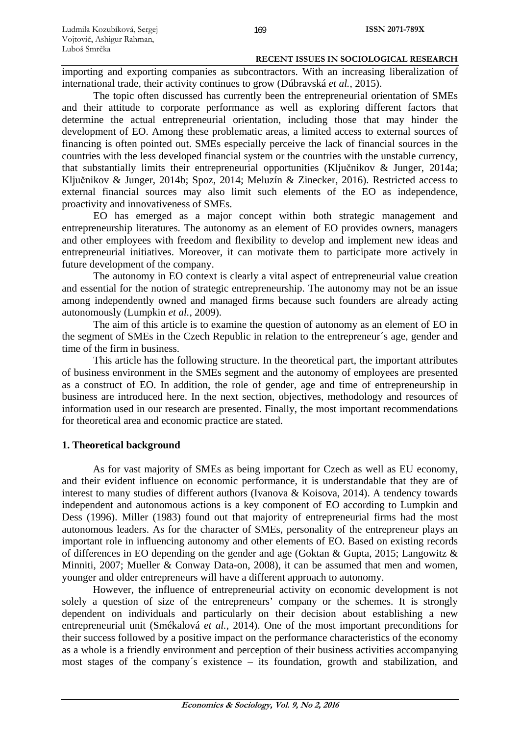importing and exporting companies as subcontractors. With an increasing liberalization of international trade, their activity continues to grow (Dúbravská *et al.*, 2015).

The topic often discussed has currently been the entrepreneurial orientation of SMEs and their attitude to corporate performance as well as exploring different factors that determine the actual entrepreneurial orientation, including those that may hinder the development of EO. Among these problematic areas, a limited access to external sources of financing is often pointed out. SMEs especially perceive the lack of financial sources in the countries with the less developed financial system or the countries with the unstable currency, that substantially limits their entrepreneurial opportunities (Ključnikov & Junger, 2014a; Ključnikov & Junger, 2014b; Spoz, 2014; Meluzín & Zinecker, 2016). Restricted access to external financial sources may also limit such elements of the EO as independence, proactivity and innovativeness of SMEs.

EO has emerged as a major concept within both strategic management and entrepreneurship literatures. The autonomy as an element of EO provides owners, managers and other employees with freedom and flexibility to develop and implement new ideas and entrepreneurial initiatives. Moreover, it can motivate them to participate more actively in future development of the company.

The autonomy in EO context is clearly a vital aspect of entrepreneurial value creation and essential for the notion of strategic entrepreneurship. The autonomy may not be an issue among independently owned and managed firms because such founders are already acting autonomously (Lumpkin *et al.*, 2009).

The aim of this article is to examine the question of autonomy as an element of EO in the segment of SMEs in the Czech Republic in relation to the entrepreneur´s age, gender and time of the firm in business.

This article has the following structure. In the theoretical part, the important attributes of business environment in the SMEs segment and the autonomy of employees are presented as a construct of EO. In addition, the role of gender, age and time of entrepreneurship in business are introduced here. In the next section, objectives, methodology and resources of information used in our research are presented. Finally, the most important recommendations for theoretical area and economic practice are stated.

## 1. Theoretical background

As for vast majority of SMEs as being important for Czech as well as EU economy, and their evident influence on economic performance, it is understandable that they are of interest to many studies of different authors (Ivanova & Koisova, 2014). A tendency towards independent and autonomous actions is a key component of EO according to Lumpkin and Dess (1996). Miller (1983) found out that majority of entrepreneurial firms had the most autonomous leaders. As for the character of SMEs, personality of the entrepreneur plays an important role in influencing autonomy and other elements of EO. Based on existing records of differences in EO depending on the gender and age (Goktan & Gupta, 2015; Langowitz & Minniti, 2007; Mueller & Conway Data-on, 2008), it can be assumed that men and women, younger and older entrepreneurs will have a different approach to autonomy.

However, the influence of entrepreneurial activity on economic development is not solely a question of size of the entrepreneurs' company or the schemes. It is strongly dependent on individuals and particularly on their decision about establishing a new entrepreneurial unit (Smékalová *et al.*, 2014). One of the most important preconditions for their success followed by a positive impact on the performance characteristics of the economy as a whole is a friendly environment and perception of their business activities accompanying most stages of the company´s existence – its foundation, growth and stabilization, and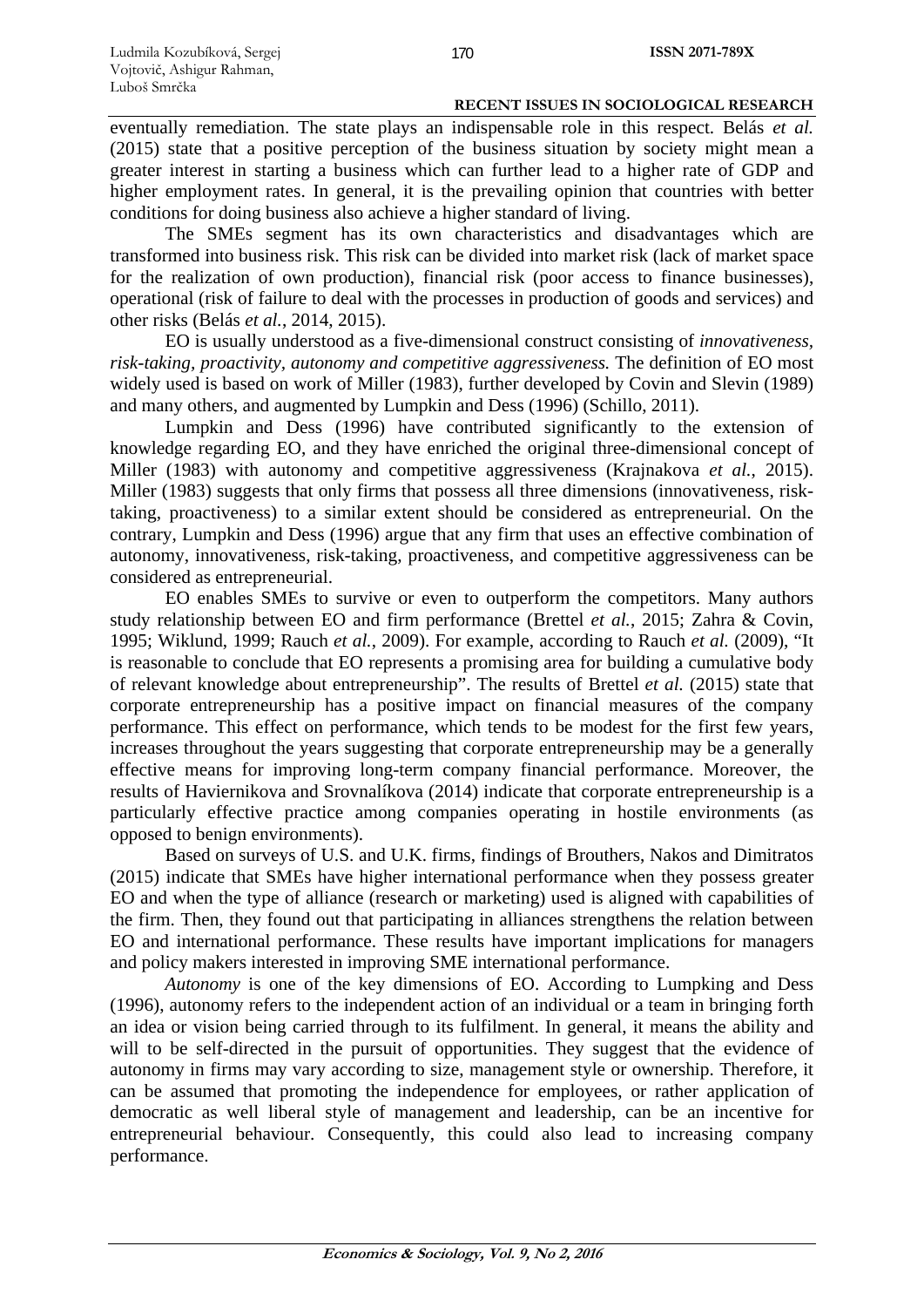eventually remediation. The state plays an indispensable role in this respect. Belás *et al.* (2015) state that a positive perception of the business situation by society might mean a greater interest in starting a business which can further lead to a higher rate of GDP and higher employment rates. In general, it is the prevailing opinion that countries with better conditions for doing business also achieve a higher standard of living.

The SMEs segment has its own characteristics and disadvantages which are transformed into business risk. This risk can be divided into market risk (lack of market space for the realization of own production), financial risk (poor access to finance businesses), operational (risk of failure to deal with the processes in production of goods and services) and other risks (Belás *et al.*, 2014, 2015).

EO is usually understood as a five-dimensional construct consisting of *innovativeness, risk-taking, proactivity, autonomy and competitive aggressiveness.* The definition of EO most widely used is based on work of Miller (1983), further developed by Covin and Slevin (1989) and many others, and augmented by Lumpkin and Dess (1996) (Schillo, 2011).

Lumpkin and Dess (1996) have contributed significantly to the extension of knowledge regarding EO, and they have enriched the original three-dimensional concept of Miller (1983) with autonomy and competitive aggressiveness (Krajnakova *et al.*, 2015). Miller (1983) suggests that only firms that possess all three dimensions (innovativeness, risk-taking, proactiveness) to a similar extent should be considered as entrepreneurial. On the contrary, Lumpkin and Dess (1996) argue that any firm that uses an effective combination of autonomy, innovativeness, risk-taking, proactiveness, and competitive aggressiveness can be considered as entrepreneurial.

EO enables SMEs to survive or even to outperform the competitors. Many authors study relationship between EO and firm performance (Brettel *et al.*, 2015; Zahra & Covin, 1995; Wiklund, 1999; Rauch *et al.*, 2009). For example, according to Rauch *et al.* (2009), "It is reasonable to conclude that EO represents a promising area for building a cumulative body of relevant knowledge about entrepreneurship". The results of Brettel *et al.* (2015) state that corporate entrepreneurship has a positive impact on financial measures of the company performance. This effect on performance, which tends to be modest for the first few years, increases throughout the years suggesting that corporate entrepreneurship may be a generally effective means for improving long-term company financial performance. Moreover, the results of Haviernikova and Srovnalíkova (2014) indicate that corporate entrepreneurship is a particularly effective practice among companies operating in hostile environments (as opposed to benign environments).

Based on surveys of U.S. and U.K. firms, findings of Brouthers, Nakos and Dimitratos (2015) indicate that SMEs have higher international performance when they possess greater EO and when the type of alliance (research or marketing) used is aligned with capabilities of the firm. Then, they found out that participating in alliances strengthens the relation between EO and international performance. These results have important implications for managers and policy makers interested in improving SME international performance.

*Autonomy* is one of the key dimensions of EO. According to Lumpking and Dess (1996), autonomy refers to the independent action of an individual or a team in bringing forth an idea or vision being carried through to its fulfilment. In general, it means the ability and will to be self-directed in the pursuit of opportunities. They suggest that the evidence of autonomy in firms may vary according to size, management style or ownership. Therefore, it can be assumed that promoting the independence for employees, or rather application of democratic as well liberal style of management and leadership, can be an incentive for entrepreneurial behaviour. Consequently, this could also lead to increasing company performance.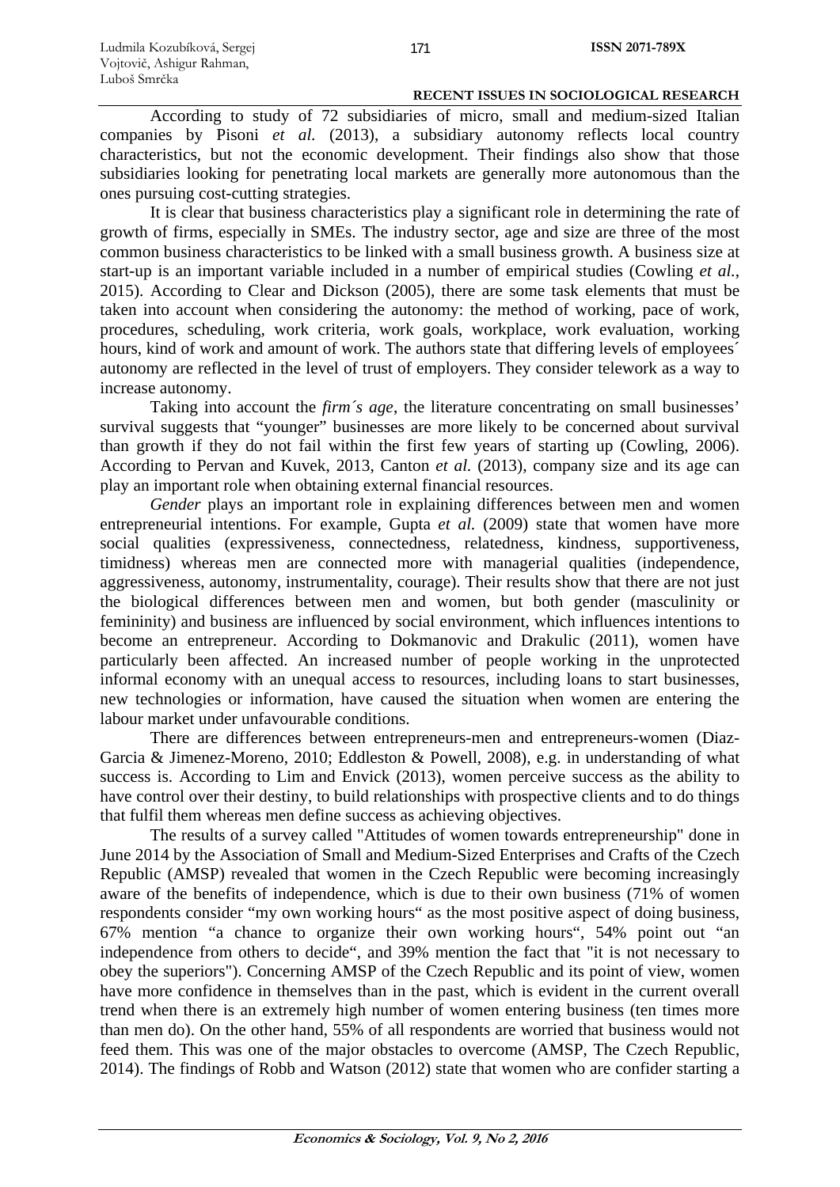According to study of 72 subsidiaries of micro, small and medium-sized Italian companies by Pisoni *et al.* (2013), a subsidiary autonomy reflects local country characteristics, but not the economic development. Their findings also show that those subsidiaries looking for penetrating local markets are generally more autonomous than the ones pursuing cost-cutting strategies.

It is clear that business characteristics play a significant role in determining the rate of growth of firms, especially in SMEs. The industry sector, age and size are three of the most common business characteristics to be linked with a small business growth. A business size at start-up is an important variable included in a number of empirical studies (Cowling *et al.*, 2015). According to Clear and Dickson (2005), there are some task elements that must be taken into account when considering the autonomy: the method of working, pace of work, procedures, scheduling, work criteria, work goals, workplace, work evaluation, working hours, kind of work and amount of work. The authors state that differing levels of employees´ autonomy are reflected in the level of trust of employers. They consider telework as a way to increase autonomy.

Taking into account the *firm´s age*, the literature concentrating on small businesses' survival suggests that "younger" businesses are more likely to be concerned about survival than growth if they do not fail within the first few years of starting up (Cowling, 2006). According to Pervan and Kuvek, 2013, Canton *et al.* (2013), company size and its age can play an important role when obtaining external financial resources.

*Gender* plays an important role in explaining differences between men and women entrepreneurial intentions. For example, Gupta *et al.* (2009) state that women have more social qualities (expressiveness, connectedness, relatedness, kindness, supportiveness, timidness) whereas men are connected more with managerial qualities (independence, aggressiveness, autonomy, instrumentality, courage). Their results show that there are not just the biological differences between men and women, but both gender (masculinity or femininity) and business are influenced by social environment, which influences intentions to become an entrepreneur. According to Dokmanovic and Drakulic (2011), women have particularly been affected. An increased number of people working in the unprotected informal economy with an unequal access to resources, including loans to start businesses, new technologies or information, have caused the situation when women are entering the labour market under unfavourable conditions.

There are differences between entrepreneurs-men and entrepreneurs-women (Diaz-Garcia & Jimenez-Moreno, 2010; Eddleston & Powell, 2008), e.g. in understanding of what success is. According to Lim and Envick (2013), women perceive success as the ability to have control over their destiny, to build relationships with prospective clients and to do things that fulfil them whereas men define success as achieving objectives.

The results of a survey called "Attitudes of women towards entrepreneurship" done in June 2014 by the Association of Small and Medium-Sized Enterprises and Crafts of the Czech Republic (AMSP) revealed that women in the Czech Republic were becoming increasingly aware of the benefits of independence, which is due to their own business (71% of women respondents consider "my own working hours" as the most positive aspect of doing business, 67% mention "a chance to organize their own working hours", 54% point out "an independence from others to decide", and 39% mention the fact that "it is not necessary to obey the superiors"). Concerning AMSP of the Czech Republic and its point of view, women have more confidence in themselves than in the past, which is evident in the current overall trend when there is an extremely high number of women entering business (ten times more than men do). On the other hand, 55% of all respondents are worried that business would not feed them. This was one of the major obstacles to overcome (AMSP, The Czech Republic, 2014). The findings of Robb and Watson (2012) state that women who are confider starting a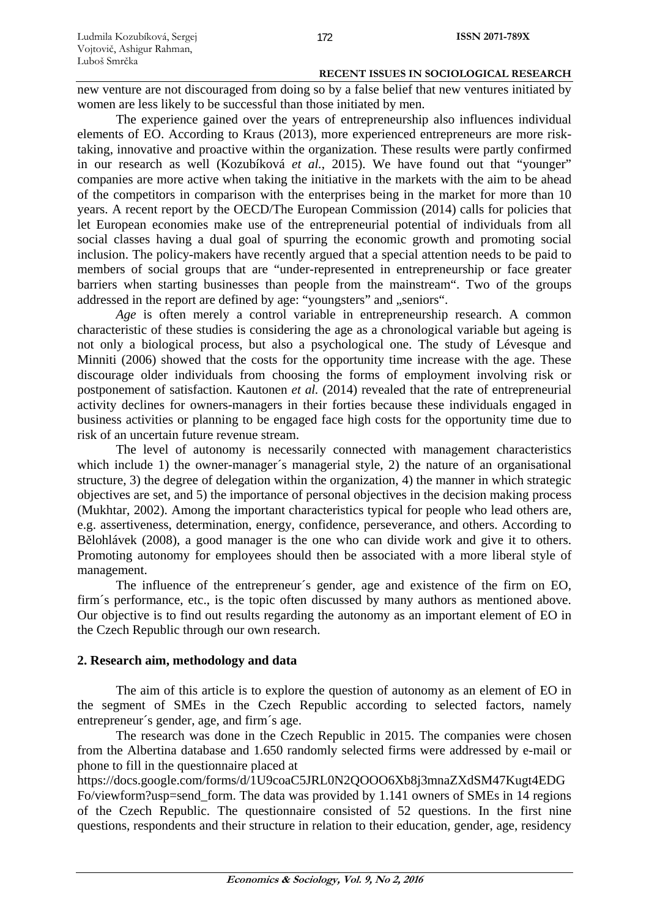new venture are not discouraged from doing so by a false belief that new ventures initiated by women are less likely to be successful than those initiated by men.

The experience gained over the years of entrepreneurship also influences individual elements of EO. According to Kraus (2013), more experienced entrepreneurs are more risk-taking, innovative and proactive within the organization. These results were partly confirmed in our research as well (Kozubíková *et al.*, 2015). We have found out that "younger" companies are more active when taking the initiative in the markets with the aim to be ahead of the competitors in comparison with the enterprises being in the market for more than 10 years. A recent report by the OECD/The European Commission (2014) calls for policies that let European economies make use of the entrepreneurial potential of individuals from all social classes having a dual goal of spurring the economic growth and promoting social inclusion. The policy-makers have recently argued that a special attention needs to be paid to members of social groups that are "under-represented in entrepreneurship or face greater barriers when starting businesses than people from the mainstream". Two of the groups addressed in the report are defined by age: "youngsters" and „seniors".

*Age* is often merely a control variable in entrepreneurship research. A common characteristic of these studies is considering the age as a chronological variable but ageing is not only a biological process, but also a psychological one. The study of Lévesque and Minniti (2006) showed that the costs for the opportunity time increase with the age. These discourage older individuals from choosing the forms of employment involving risk or postponement of satisfaction. Kautonen *et al.* (2014) revealed that the rate of entrepreneurial activity declines for owners-managers in their forties because these individuals engaged in business activities or planning to be engaged face high costs for the opportunity time due to risk of an uncertain future revenue stream.

The level of autonomy is necessarily connected with management characteristics which include 1) the owner-manager´s managerial style, 2) the nature of an organisational structure, 3) the degree of delegation within the organization, 4) the manner in which strategic objectives are set, and 5) the importance of personal objectives in the decision making process (Mukhtar, 2002). Among the important characteristics typical for people who lead others are, e.g. assertiveness, determination, energy, confidence, perseverance, and others. According to Bělohlávek (2008), a good manager is the one who can divide work and give it to others. Promoting autonomy for employees should then be associated with a more liberal style of management.

The influence of the entrepreneur´s gender, age and existence of the firm on EO, firm´s performance, etc., is the topic often discussed by many authors as mentioned above. Our objective is to find out results regarding the autonomy as an important element of EO in the Czech Republic through our own research.

## 2. Research aim, methodology and data

The aim of this article is to explore the question of autonomy as an element of EO in the segment of SMEs in the Czech Republic according to selected factors, namely entrepreneur´s gender, age, and firm´s age.

The research was done in the Czech Republic in 2015. The companies were chosen from the Albertina database and 1.650 randomly selected firms were addressed by e-mail or phone to fill in the questionnaire placed at https://docs.google.com/forms/d/1U9coaC5JRL0N2QOOO6Xb8j3mnaZXdSM47Kugt4EDGFo/viewform?usp=send_form. The data was provided by 1.141 owners of SMEs in 14 regions of the Czech Republic. The questionnaire consisted of 52 questions. In the first nine questions, respondents and their structure in relation to their education, gender, age, residency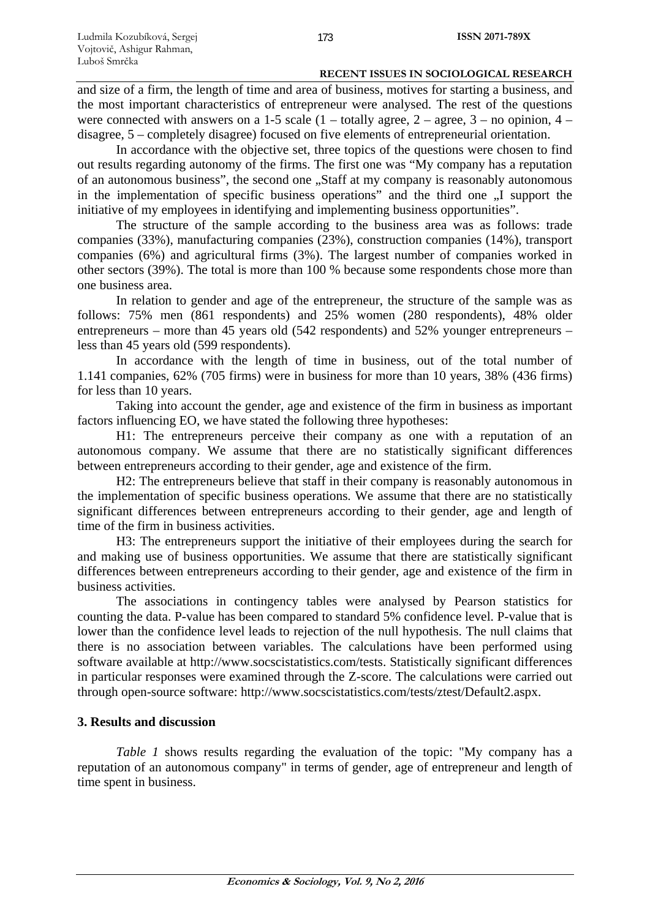and size of a firm, the length of time and area of business, motives for starting a business, and the most important characteristics of entrepreneur were analysed. The rest of the questions were connected with answers on a 1-5 scale (1 – totally agree, 2 – agree, 3 – no opinion, 4 – disagree, 5 – completely disagree) focused on five elements of entrepreneurial orientation.

In accordance with the objective set, three topics of the questions were chosen to find out results regarding autonomy of the firms. The first one was "My company has a reputation of an autonomous business", the second one „Staff at my company is reasonably autonomous in the implementation of specific business operations" and the third one „I support the initiative of my employees in identifying and implementing business opportunities".

The structure of the sample according to the business area was as follows: trade companies (33%), manufacturing companies (23%), construction companies (14%), transport companies (6%) and agricultural firms (3%). The largest number of companies worked in other sectors (39%). The total is more than 100 % because some respondents chose more than one business area.

In relation to gender and age of the entrepreneur, the structure of the sample was as follows: 75% men (861 respondents) and 25% women (280 respondents), 48% older entrepreneurs – more than 45 years old (542 respondents) and 52% younger entrepreneurs – less than 45 years old (599 respondents).

In accordance with the length of time in business, out of the total number of 1.141 companies, 62% (705 firms) were in business for more than 10 years, 38% (436 firms) for less than 10 years.

Taking into account the gender, age and existence of the firm in business as important factors influencing EO, we have stated the following three hypotheses:

H1: The entrepreneurs perceive their company as one with a reputation of an autonomous company. We assume that there are no statistically significant differences between entrepreneurs according to their gender, age and existence of the firm.

H2: The entrepreneurs believe that staff in their company is reasonably autonomous in the implementation of specific business operations. We assume that there are no statistically significant differences between entrepreneurs according to their gender, age and length of time of the firm in business activities.

H3: The entrepreneurs support the initiative of their employees during the search for and making use of business opportunities. We assume that there are statistically significant differences between entrepreneurs according to their gender, age and existence of the firm in business activities.

The associations in contingency tables were analysed by Pearson statistics for counting the data. P-value has been compared to standard 5% confidence level. P-value that is lower than the confidence level leads to rejection of the null hypothesis. The null claims that there is no association between variables. The calculations have been performed using software available at http://www.socscistatistics.com/tests. Statistically significant differences in particular responses were examined through the Z-score. The calculations were carried out through open-source software: http://www.socscistatistics.com/tests/ztest/Default2.aspx.

## 3. Results and discussion

*Table 1* shows results regarding the evaluation of the topic: "My company has a reputation of an autonomous company" in terms of gender, age of entrepreneur and length of time spent in business.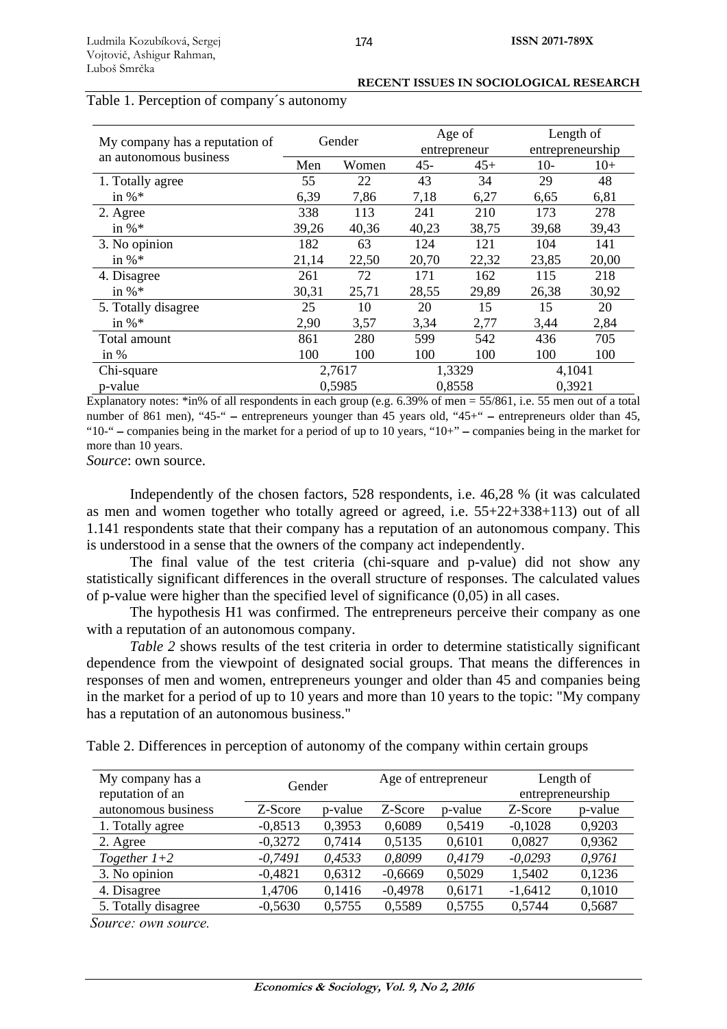Table 1. Perception of company´s autonomy

| My company has a reputation of an autonomous business | Gender | | Age of entrepreneur | | Length of entrepreneurship | |
|---|---|---|---|---|---|---|
| | Men | Women | 45- | 45+ | 10- | 10+ |
| 1. Totally agree | 55 | 22 | 43 | 34 | 29 | 48 |
| in %* | 6,39 | 7,86 | 7,18 | 6,27 | 6,65 | 6,81 |
| 2. Agree | 338 | 113 | 241 | 210 | 173 | 278 |
| in %* | 39,26 | 40,36 | 40,23 | 38,75 | 39,68 | 39,43 |
| 3. No opinion | 182 | 63 | 124 | 121 | 104 | 141 |
| in %* | 21,14 | 22,50 | 20,70 | 22,32 | 23,85 | 20,00 |
| 4. Disagree | 261 | 72 | 171 | 162 | 115 | 218 |
| in %* | 30,31 | 25,71 | 28,55 | 29,89 | 26,38 | 30,92 |
| 5. Totally disagree | 25 | 10 | 20 | 15 | 15 | 20 |
| in %* | 2,90 | 3,57 | 3,34 | 2,77 | 3,44 | 2,84 |
| Total amount | 861 | 280 | 599 | 542 | 436 | 705 |
| in % | 100 | 100 | 100 | 100 | 100 | 100 |
| Chi-square | 2,7617 | | 1,3329 | | 4,1041 | |
| p-value | 0,5985 | | 0,8558 | | 0,3921 | |

Explanatory notes: *in% of all respondents in each group (e.g. 6.39% of men = 55/861, i.e. 55 men out of a total number of 861 men), "45-" – entrepreneurs younger than 45 years old, "45+" – entrepreneurs older than 45, "10-" – companies being in the market for a period of up to 10 years, "10+" – companies being in the market for more than 10 years.

*Source*: own source.

Independently of the chosen factors, 528 respondents, i.e. 46,28 % (it was calculated as men and women together who totally agreed or agreed, i.e. 55+22+338+113) out of all 1.141 respondents state that their company has a reputation of an autonomous company. This is understood in a sense that the owners of the company act independently.

The final value of the test criteria (chi-square and p-value) did not show any statistically significant differences in the overall structure of responses. The calculated values of p-value were higher than the specified level of significance (0,05) in all cases.

The hypothesis H1 was confirmed. The entrepreneurs perceive their company as one with a reputation of an autonomous company.

*Table 2* shows results of the test criteria in order to determine statistically significant dependence from the viewpoint of designated social groups. That means the differences in responses of men and women, entrepreneurs younger and older than 45 and companies being in the market for a period of up to 10 years and more than 10 years to the topic: "My company has a reputation of an autonomous business."

Table 2. Differences in perception of autonomy of the company within certain groups

| My company has a reputation of an autonomous business | Gender | | Age of entrepreneur | | Length of entrepreneurship | |
|---|---|---|---|---|---|---|
| | Z-Score | p-value | Z-Score | p-value | Z-Score | p-value |
| 1. Totally agree | -0,8513 | 0,3953 | 0,6089 | 0,5419 | -0,1028 | 0,9203 |
| 2. Agree | -0,3272 | 0,7414 | 0,5135 | 0,6101 | 0,0827 | 0,9362 |
| *Together 1+2* | *-0,7491* | *0,4533* | *0,8099* | *0,4179* | *-0,0293* | *0,9761* |
| 3. No opinion | -0,4821 | 0,6312 | -0,6669 | 0,5029 | 1,5402 | 0,1236 |
| 4. Disagree | 1,4706 | 0,1416 | -0,4978 | 0,6171 | -1,6412 | 0,1010 |
| 5. Totally disagree | -0,5630 | 0,5755 | 0,5589 | 0,5755 | 0,5744 | 0,5687 |

*Source: own source.*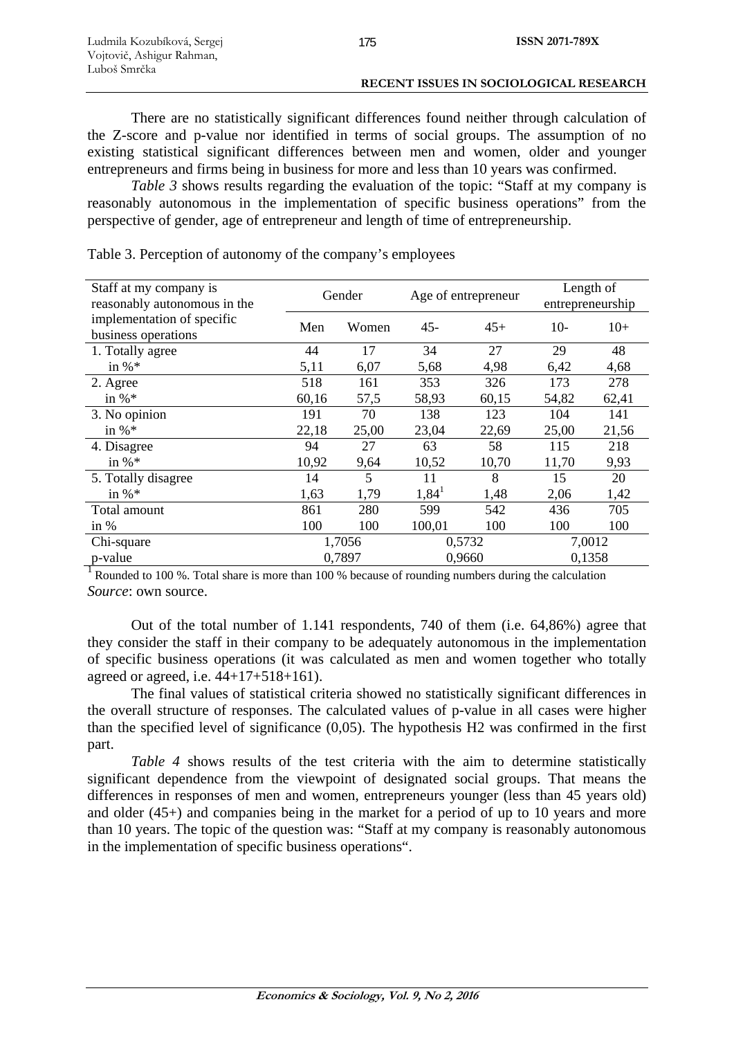There are no statistically significant differences found neither through calculation of the Z-score and p-value nor identified in terms of social groups. The assumption of no existing statistical significant differences between men and women, older and younger entrepreneurs and firms being in business for more and less than 10 years was confirmed.

*Table 3* shows results regarding the evaluation of the topic: "Staff at my company is reasonably autonomous in the implementation of specific business operations" from the perspective of gender, age of entrepreneur and length of time of entrepreneurship.

Table 3. Perception of autonomy of the company's employees

| Staff at my company is reasonably autonomous in the implementation of specific business operations | Gender | | Age of entrepreneur | | Length of entrepreneurship | |
|---|---|---|---|---|---|---|
| | Men | Women | 45- | 45+ | 10- | 10+ |
| 1. Totally agree | 44 | 17 | 34 | 27 | 29 | 48 |
| in %* | 5,11 | 6,07 | 5,68 | 4,98 | 6,42 | 4,68 |
| 2. Agree | 518 | 161 | 353 | 326 | 173 | 278 |
| in %* | 60,16 | 57,5 | 58,93 | 60,15 | 54,82 | 62,41 |
| 3. No opinion | 191 | 70 | 138 | 123 | 104 | 141 |
| in %* | 22,18 | 25,00 | 23,04 | 22,69 | 25,00 | 21,56 |
| 4. Disagree | 94 | 27 | 63 | 58 | 115 | 218 |
| in %* | 10,92 | 9,64 | 10,52 | 10,70 | 11,70 | 9,93 |
| 5. Totally disagree | 14 | 5 | 11 | 8 | 15 | 20 |
| in %* | 1,63 | 1,79 | 1,84[1] | 1,48 | 2,06 | 1,42 |
| Total amount | 861 | 280 | 599 | 542 | 436 | 705 |
| in % | 100 | 100 | 100,01 | 100 | 100 | 100 |
| Chi-square | 1,7056 | | 0,5732 | | 7,0012 | |
| p-value | 0,7897 | | 0,9660 | | 0,1358 | |

[1] Rounded to 100 %. Total share is more than 100 % because of rounding numbers during the calculation

*Source*: own source.

Out of the total number of 1.141 respondents, 740 of them (i.e. 64,86%) agree that they consider the staff in their company to be adequately autonomous in the implementation of specific business operations (it was calculated as men and women together who totally agreed or agreed, i.e. 44+17+518+161).

The final values of statistical criteria showed no statistically significant differences in the overall structure of responses. The calculated values of p-value in all cases were higher than the specified level of significance (0,05). The hypothesis H2 was confirmed in the first part.

*Table 4* shows results of the test criteria with the aim to determine statistically significant dependence from the viewpoint of designated social groups. That means the differences in responses of men and women, entrepreneurs younger (less than 45 years old) and older (45+) and companies being in the market for a period of up to 10 years and more than 10 years. The topic of the question was: "Staff at my company is reasonably autonomous in the implementation of specific business operations".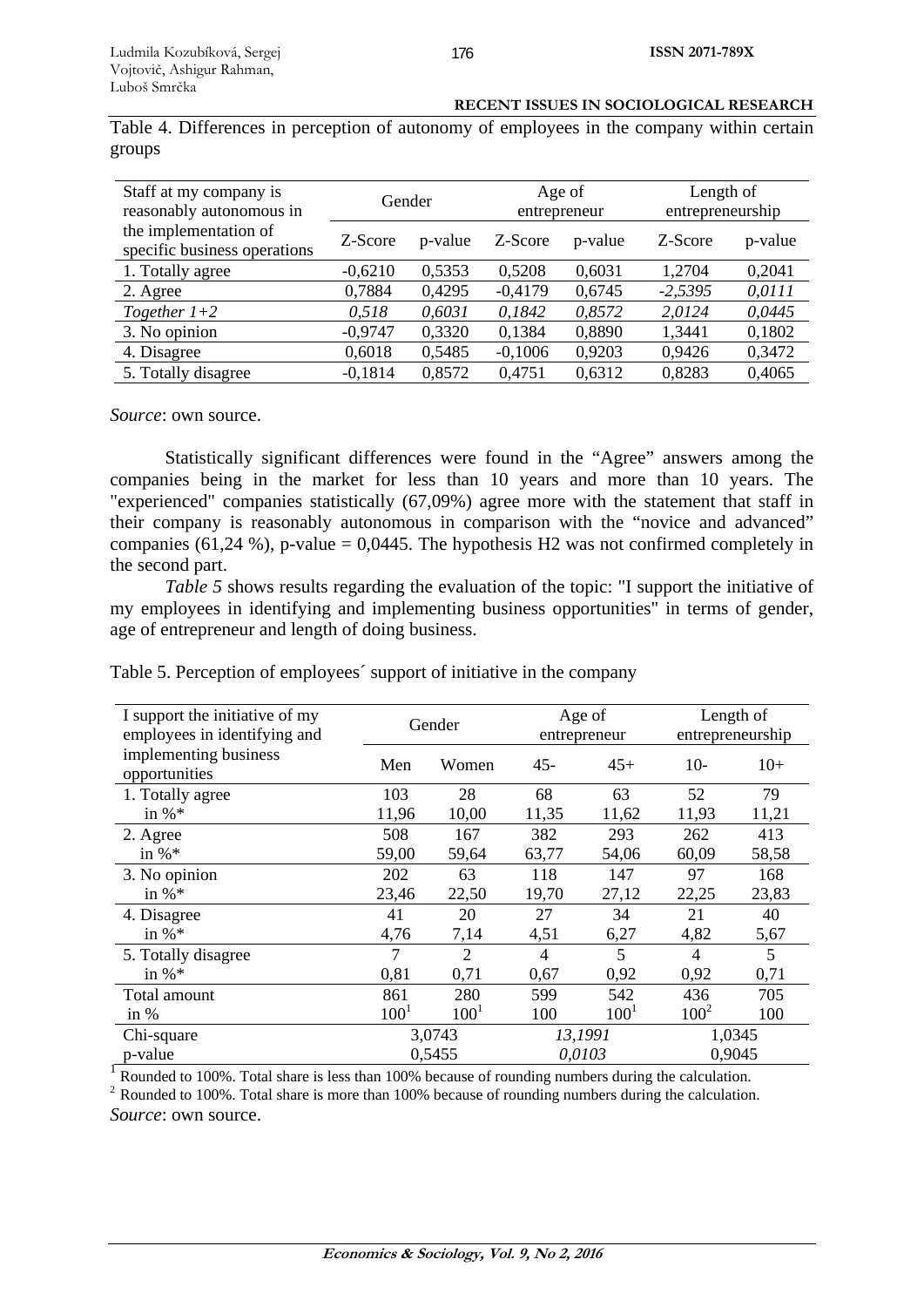Table 4. Differences in perception of autonomy of employees in the company within certain groups

| Staff at my company is reasonably autonomous in the implementation of specific business operations | Gender | | Age of entrepreneur | | Length of entrepreneurship | |
|---|---|---|---|---|---|---|
| | Z-Score | p-value | Z-Score | p-value | Z-Score | p-value |
| 1. Totally agree | -0,6210 | 0,5353 | 0,5208 | 0,6031 | 1,2704 | 0,2041 |
| 2. Agree | 0,7884 | 0,4295 | -0,4179 | 0,6745 | *-2,5395* | *0,0111* |
| *Together 1+2* | *0,518* | *0,6031* | *0,1842* | *0,8572* | *2,0124* | *0,0445* |
| 3. No opinion | -0,9747 | 0,3320 | 0,1384 | 0,8890 | 1,3441 | 0,1802 |
| 4. Disagree | 0,6018 | 0,5485 | -0,1006 | 0,9203 | 0,9426 | 0,3472 |
| 5. Totally disagree | -0,1814 | 0,8572 | 0,4751 | 0,6312 | 0,8283 | 0,4065 |

*Source*: own source.

Statistically significant differences were found in the “Agree” answers among the companies being in the market for less than 10 years and more than 10 years. The "experienced" companies statistically (67,09%) agree more with the statement that staff in their company is reasonably autonomous in comparison with the “novice and advanced” companies (61,24 %), p-value = 0,0445. The hypothesis H2 was not confirmed completely in the second part.

*Table 5* shows results regarding the evaluation of the topic: "I support the initiative of my employees in identifying and implementing business opportunities" in terms of gender, age of entrepreneur and length of doing business.

Table 5. Perception of employees´ support of initiative in the company

| I support the initiative of my employees in identifying and implementing business opportunities | Gender | | Age of entrepreneur | | Length of entrepreneurship | |
|---|---|---|---|---|---|---|
| | Men | Women | 45- | 45+ | 10- | 10+ |
| 1. Totally agree | 103 | 28 | 68 | 63 | 52 | 79 |
| in %* | 11,96 | 10,00 | 11,35 | 11,62 | 11,93 | 11,21 |
| 2. Agree | 508 | 167 | 382 | 293 | 262 | 413 |
| in %* | 59,00 | 59,64 | 63,77 | 54,06 | 60,09 | 58,58 |
| 3. No opinion | 202 | 63 | 118 | 147 | 97 | 168 |
| in %* | 23,46 | 22,50 | 19,70 | 27,12 | 22,25 | 23,83 |
| 4. Disagree | 41 | 20 | 27 | 34 | 21 | 40 |
| in %* | 4,76 | 7,14 | 4,51 | 6,27 | 4,82 | 5,67 |
| 5. Totally disagree | 7 | 2 | 4 | 5 | 4 | 5 |
| in %* | 0,81 | 0,71 | 0,67 | 0,92 | 0,92 | 0,71 |
| Total amount | 861 | 280 | 599 | 542 | 436 | 705 |
| in % | 100[1] | 100[1] | 100 | 100[1] | 100[2] | 100 |
| Chi-square | 3,0743 | | *13,1991* | | 1,0345 | |
| p-value | 0,5455 | | *0,0103* | | 0,9045 | |

[1] Rounded to 100%. Total share is less than 100% because of rounding numbers during the calculation.
[2] Rounded to 100%. Total share is more than 100% because of rounding numbers during the calculation.
*Source*: own source.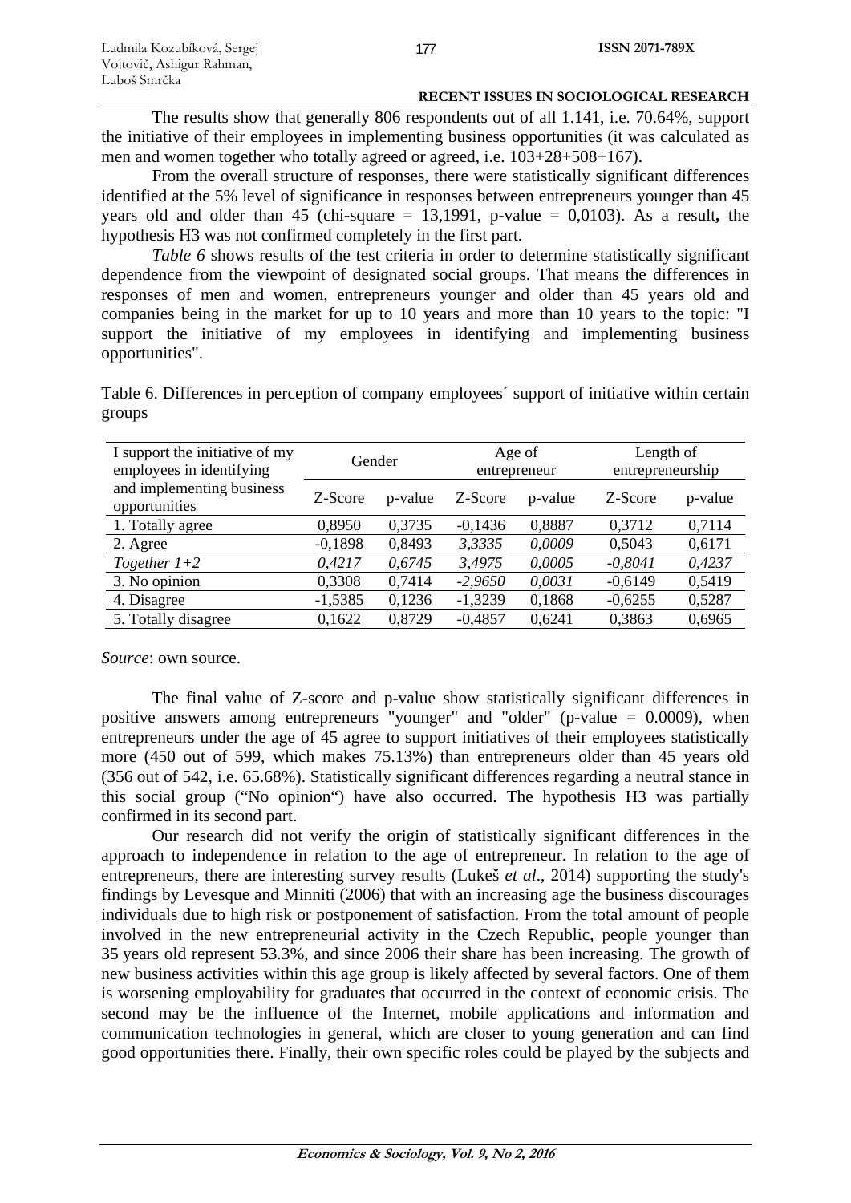The results show that generally 806 respondents out of all 1.141, i.e. 70.64%, support the initiative of their employees in implementing business opportunities (it was calculated as men and women together who totally agreed or agreed, i.e. 103+28+508+167).

From the overall structure of responses, there were statistically significant differences identified at the 5% level of significance in responses between entrepreneurs younger than 45 years old and older than 45 (chi-square = 13,1991, p-value = 0,0103). As a result**,** the hypothesis H3 was not confirmed completely in the first part.

*Table 6* shows results of the test criteria in order to determine statistically significant dependence from the viewpoint of designated social groups. That means the differences in responses of men and women, entrepreneurs younger and older than 45 years old and companies being in the market for up to 10 years and more than 10 years to the topic: "I support the initiative of my employees in identifying and implementing business opportunities".

Table 6. Differences in perception of company employees´ support of initiative within certain groups

| I support the initiative of my employees in identifying and implementing business opportunities | Gender | | Age of entrepreneur | | Length of entrepreneurship | |
|---|---|---|---|---|---|---|
| | Z-Score | p-value | Z-Score | p-value | Z-Score | p-value |
| 1. Totally agree | 0,8950 | 0,3735 | -0,1436 | 0,8887 | 0,3712 | 0,7114 |
| 2. Agree | -0,1898 | 0,8493 | *3,3335* | *0,0009* | 0,5043 | 0,6171 |
| *Together 1+2* | *0,4217* | *0,6745* | *3,4975* | *0,0005* | *-0,8041* | *0,4237* |
| 3. No opinion | 0,3308 | 0,7414 | *-2,9650* | *0,0031* | -0,6149 | 0,5419 |
| 4. Disagree | -1,5385 | 0,1236 | -1,3239 | 0,1868 | -0,6255 | 0,5287 |
| 5. Totally disagree | 0,1622 | 0,8729 | -0,4857 | 0,6241 | 0,3863 | 0,6965 |

*Source*: own source.

The final value of Z-score and p-value show statistically significant differences in positive answers among entrepreneurs "younger" and "older" (p-value = 0.0009), when entrepreneurs under the age of 45 agree to support initiatives of their employees statistically more (450 out of 599, which makes 75.13%) than entrepreneurs older than 45 years old (356 out of 542, i.e. 65.68%). Statistically significant differences regarding a neutral stance in this social group ("No opinion") have also occurred. The hypothesis H3 was partially confirmed in its second part.

Our research did not verify the origin of statistically significant differences in the approach to independence in relation to the age of entrepreneur. In relation to the age of entrepreneurs, there are interesting survey results (Lukeš *et al*., 2014) supporting the study's findings by Levesque and Minniti (2006) that with an increasing age the business discourages individuals due to high risk or postponement of satisfaction. From the total amount of people involved in the new entrepreneurial activity in the Czech Republic, people younger than 35 years old represent 53.3%, and since 2006 their share has been increasing. The growth of new business activities within this age group is likely affected by several factors. One of them is worsening employability for graduates that occurred in the context of economic crisis. The second may be the influence of the Internet, mobile applications and information and communication technologies in general, which are closer to young generation and can find good opportunities there. Finally, their own specific roles could be played by the subjects and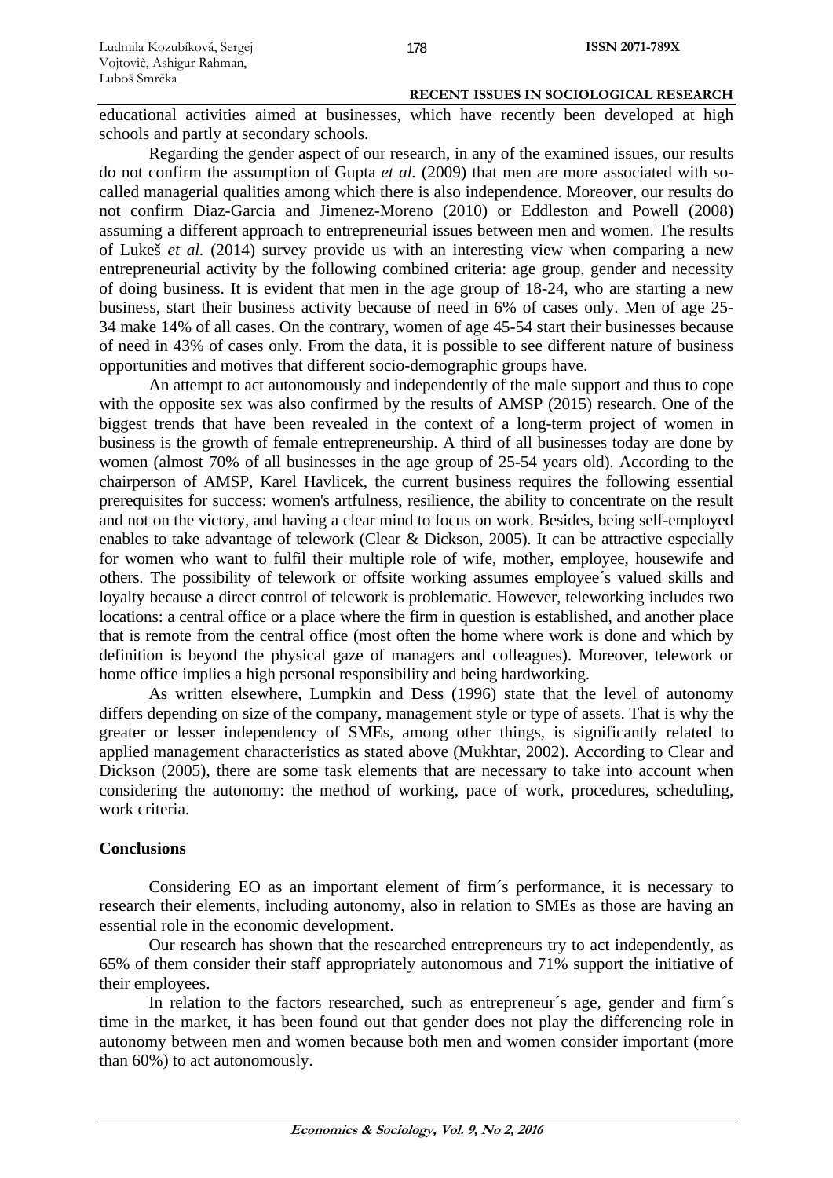educational activities aimed at businesses, which have recently been developed at high schools and partly at secondary schools.

Regarding the gender aspect of our research, in any of the examined issues, our results do not confirm the assumption of Gupta *et al.* (2009) that men are more associated with so-called managerial qualities among which there is also independence. Moreover, our results do not confirm Diaz-Garcia and Jimenez-Moreno (2010) or Eddleston and Powell (2008) assuming a different approach to entrepreneurial issues between men and women. The results of Lukeš *et al.* (2014) survey provide us with an interesting view when comparing a new entrepreneurial activity by the following combined criteria: age group, gender and necessity of doing business. It is evident that men in the age group of 18-24, who are starting a new business, start their business activity because of need in 6% of cases only. Men of age 25-34 make 14% of all cases. On the contrary, women of age 45-54 start their businesses because of need in 43% of cases only. From the data, it is possible to see different nature of business opportunities and motives that different socio-demographic groups have.

An attempt to act autonomously and independently of the male support and thus to cope with the opposite sex was also confirmed by the results of AMSP (2015) research. One of the biggest trends that have been revealed in the context of a long-term project of women in business is the growth of female entrepreneurship. A third of all businesses today are done by women (almost 70% of all businesses in the age group of 25-54 years old). According to the chairperson of AMSP, Karel Havlicek, the current business requires the following essential prerequisites for success: women's artfulness, resilience, the ability to concentrate on the result and not on the victory, and having a clear mind to focus on work. Besides, being self-employed enables to take advantage of telework (Clear & Dickson, 2005). It can be attractive especially for women who want to fulfil their multiple role of wife, mother, employee, housewife and others. The possibility of telework or offsite working assumes employee´s valued skills and loyalty because a direct control of telework is problematic. However, teleworking includes two locations: a central office or a place where the firm in question is established, and another place that is remote from the central office (most often the home where work is done and which by definition is beyond the physical gaze of managers and colleagues). Moreover, telework or home office implies a high personal responsibility and being hardworking.

As written elsewhere, Lumpkin and Dess (1996) state that the level of autonomy differs depending on size of the company, management style or type of assets. That is why the greater or lesser independency of SMEs, among other things, is significantly related to applied management characteristics as stated above (Mukhtar, 2002). According to Clear and Dickson (2005), there are some task elements that are necessary to take into account when considering the autonomy: the method of working, pace of work, procedures, scheduling, work criteria.

## Conclusions

Considering EO as an important element of firm´s performance, it is necessary to research their elements, including autonomy, also in relation to SMEs as those are having an essential role in the economic development.

Our research has shown that the researched entrepreneurs try to act independently, as 65% of them consider their staff appropriately autonomous and 71% support the initiative of their employees.

In relation to the factors researched, such as entrepreneur´s age, gender and firm´s time in the market, it has been found out that gender does not play the differencing role in autonomy between men and women because both men and women consider important (more than 60%) to act autonomously.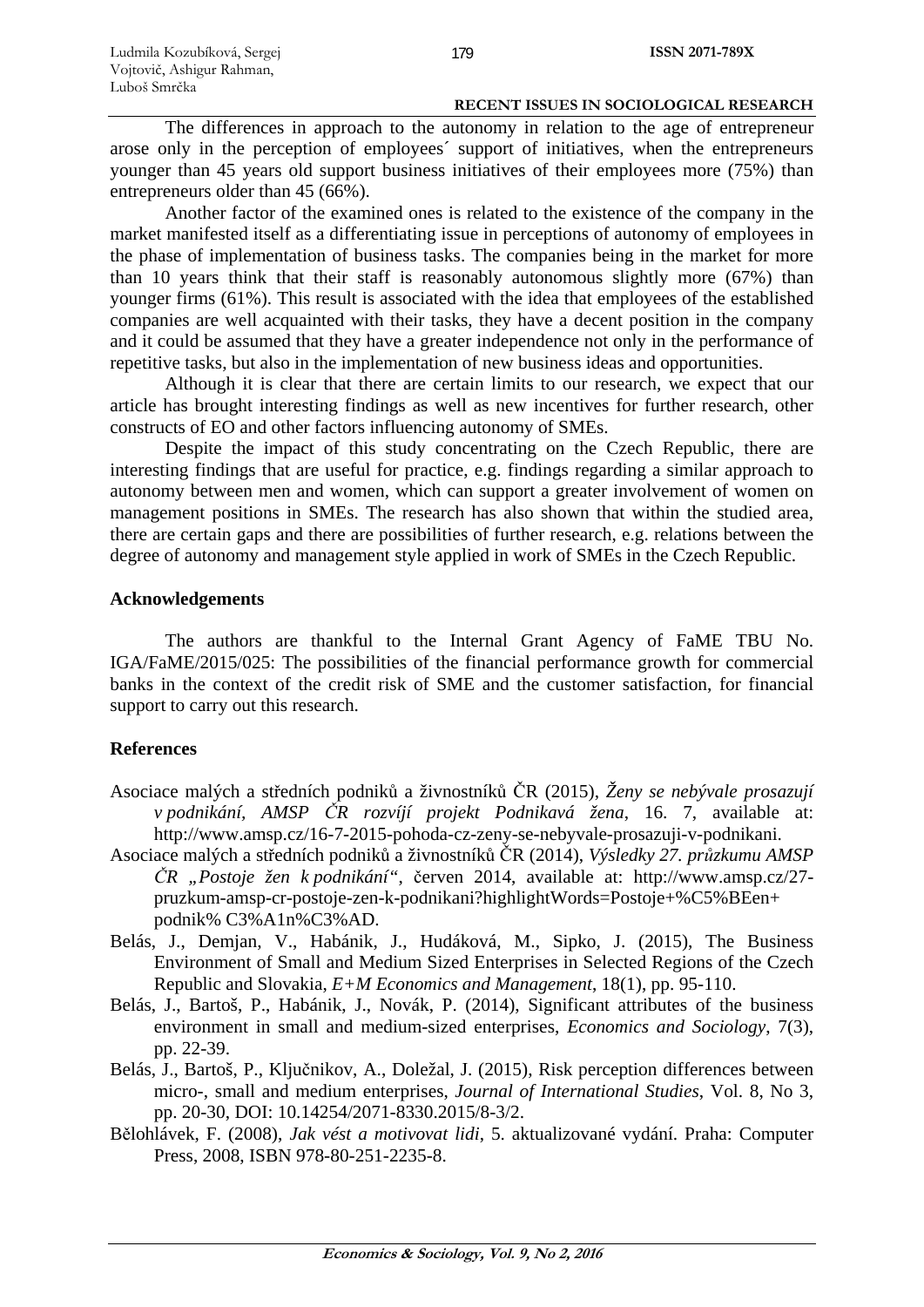The differences in approach to the autonomy in relation to the age of entrepreneur arose only in the perception of employees´ support of initiatives, when the entrepreneurs younger than 45 years old support business initiatives of their employees more (75%) than entrepreneurs older than 45 (66%).

Another factor of the examined ones is related to the existence of the company in the market manifested itself as a differentiating issue in perceptions of autonomy of employees in the phase of implementation of business tasks. The companies being in the market for more than 10 years think that their staff is reasonably autonomous slightly more (67%) than younger firms (61%). This result is associated with the idea that employees of the established companies are well acquainted with their tasks, they have a decent position in the company and it could be assumed that they have a greater independence not only in the performance of repetitive tasks, but also in the implementation of new business ideas and opportunities.

Although it is clear that there are certain limits to our research, we expect that our article has brought interesting findings as well as new incentives for further research, other constructs of EO and other factors influencing autonomy of SMEs.

Despite the impact of this study concentrating on the Czech Republic, there are interesting findings that are useful for practice, e.g. findings regarding a similar approach to autonomy between men and women, which can support a greater involvement of women on management positions in SMEs. The research has also shown that within the studied area, there are certain gaps and there are possibilities of further research, e.g. relations between the degree of autonomy and management style applied in work of SMEs in the Czech Republic.

## Acknowledgements

The authors are thankful to the Internal Grant Agency of FaME TBU No. IGA/FaME/2015/025: The possibilities of the financial performance growth for commercial banks in the context of the credit risk of SME and the customer satisfaction, for financial support to carry out this research.

## References

Asociace malých a středních podniků a živnostníků ČR (2015), *Ženy se nebývale prosazují v podnikání, AMSP ČR rozvíjí projekt Podnikavá žena*, 16. 7, available at: http://www.amsp.cz/16-7-2015-pohoda-cz-zeny-se-nebyvale-prosazuji-v-podnikani.

Asociace malých a středních podniků a živnostníků ČR (2014), *Výsledky 27. průzkumu AMSP ČR „Postoje žen k podnikání"*, červen 2014, available at: http://www.amsp.cz/27-pruzkum-amsp-cr-postoje-zen-k-podnikani?highlightWords=Postoje+%C5%BEen+podnik% C3%A1n%C3%AD.

Belás, J., Demjan, V., Habánik, J., Hudáková, M., Sipko, J. (2015), The Business Environment of Small and Medium Sized Enterprises in Selected Regions of the Czech Republic and Slovakia, *E+M Economics and Management*, 18(1), pp. 95-110.

Belás, J., Bartoš, P., Habánik, J., Novák, P. (2014), Significant attributes of the business environment in small and medium-sized enterprises, *Economics and Sociology*, 7(3), pp. 22-39.

Belás, J., Bartoš, P., Ključnikov, A., Doležal, J. (2015), Risk perception differences between micro-, small and medium enterprises, *Journal of International Studies*, Vol. 8, No 3, pp. 20-30, DOI: 10.14254/2071-8330.2015/8-3/2.

Bělohlávek, F. (2008), *Jak vést a motivovat lidi*, 5. aktualizované vydání. Praha: Computer Press, 2008, ISBN 978-80-251-2235-8.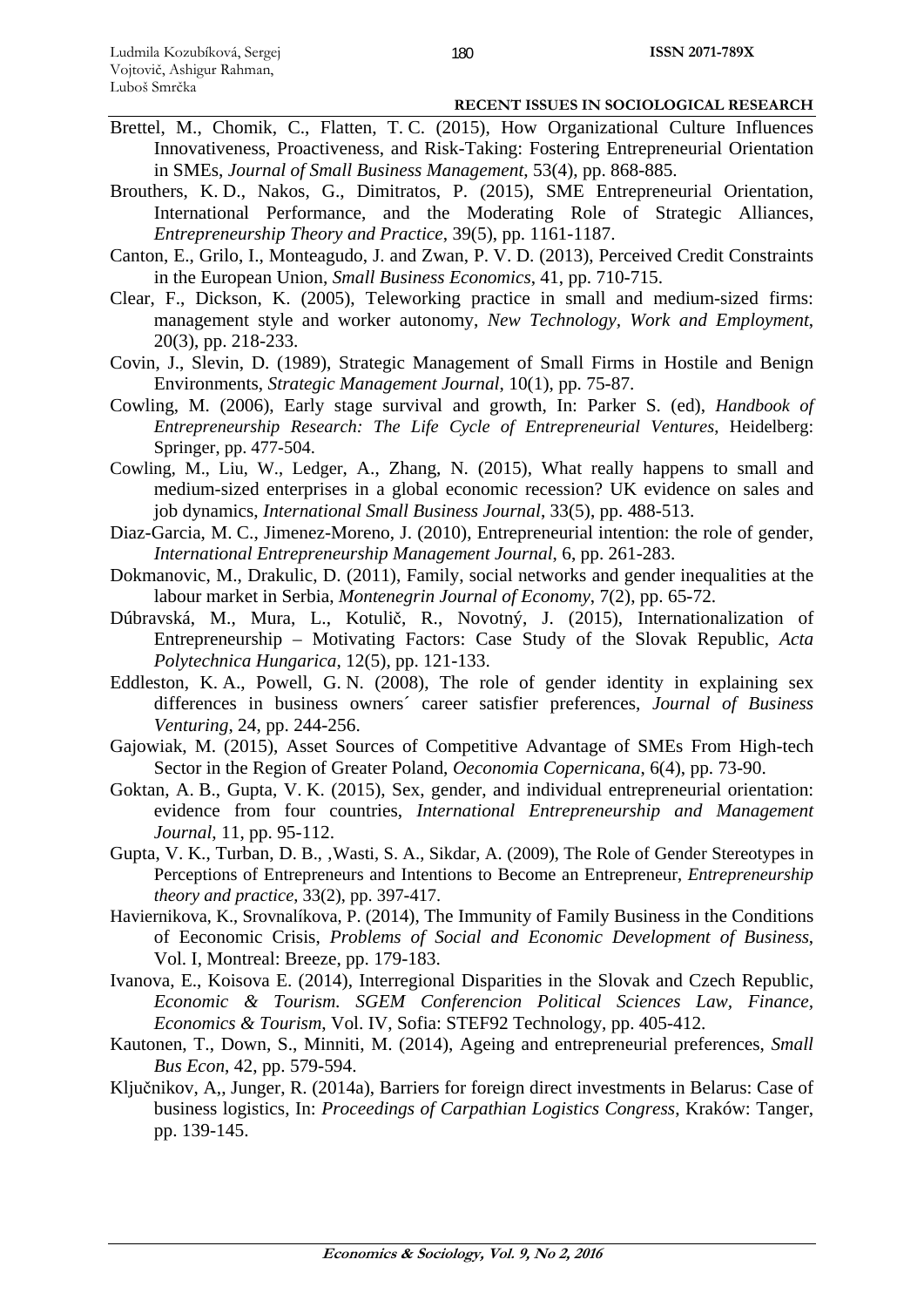Brettel, M., Chomik, C., Flatten, T. C. (2015), How Organizational Culture Influences Innovativeness, Proactiveness, and Risk-Taking: Fostering Entrepreneurial Orientation in SMEs, *Journal of Small Business Management*, 53(4), pp. 868-885.

Brouthers, K. D., Nakos, G., Dimitratos, P. (2015), SME Entrepreneurial Orientation, International Performance, and the Moderating Role of Strategic Alliances, *Entrepreneurship Theory and Practice*, 39(5), pp. 1161-1187.

Canton, E., Grilo, I., Monteagudo, J. and Zwan, P. V. D. (2013), Perceived Credit Constraints in the European Union, *Small Business Economics*, 41, pp. 710-715.

Clear, F., Dickson, K. (2005), Teleworking practice in small and medium-sized firms: management style and worker autonomy, *New Technology, Work and Employment*, 20(3), pp. 218-233.

Covin, J., Slevin, D. (1989), Strategic Management of Small Firms in Hostile and Benign Environments, *Strategic Management Journal*, 10(1), pp. 75-87.

Cowling, M. (2006), Early stage survival and growth, In: Parker S. (ed), *Handbook of Entrepreneurship Research: The Life Cycle of Entrepreneurial Ventures*, Heidelberg: Springer, pp. 477-504.

Cowling, M., Liu, W., Ledger, A., Zhang, N. (2015), What really happens to small and medium-sized enterprises in a global economic recession? UK evidence on sales and job dynamics, *International Small Business Journal*, 33(5), pp. 488-513.

Diaz-Garcia, M. C., Jimenez-Moreno, J. (2010), Entrepreneurial intention: the role of gender, *International Entrepreneurship Management Journal*, 6, pp. 261-283.

Dokmanovic, M., Drakulic, D. (2011), Family, social networks and gender inequalities at the labour market in Serbia, *Montenegrin Journal of Economy*, 7(2), pp. 65-72.

Dúbravská, M., Mura, L., Kotulič, R., Novotný, J. (2015), Internationalization of Entrepreneurship – Motivating Factors: Case Study of the Slovak Republic, *Acta Polytechnica Hungarica*, 12(5), pp. 121-133.

Eddleston, K. A., Powell, G. N. (2008), The role of gender identity in explaining sex differences in business owners´ career satisfier preferences, *Journal of Business Venturing*, 24, pp. 244-256.

Gajowiak, M. (2015), Asset Sources of Competitive Advantage of SMEs From High-tech Sector in the Region of Greater Poland, *Oeconomia Copernicana*, 6(4), pp. 73-90.

Goktan, A. B., Gupta, V. K. (2015), Sex, gender, and individual entrepreneurial orientation: evidence from four countries, *International Entrepreneurship and Management Journal*, 11, pp. 95-112.

Gupta, V. K., Turban, D. B., ,Wasti, S. A., Sikdar, A. (2009), The Role of Gender Stereotypes in Perceptions of Entrepreneurs and Intentions to Become an Entrepreneur, *Entrepreneurship theory and practice*, 33(2), pp. 397-417.

Haviernikova, K., Srovnalíkova, P. (2014), The Immunity of Family Business in the Conditions of Eeconomic Crisis, *Problems of Social and Economic Development of Business*, Vol. I, Montreal: Breeze, pp. 179-183.

Ivanova, E., Koisova E. (2014), Interregional Disparities in the Slovak and Czech Republic, *Economic & Tourism. SGEM Conferencion Political Sciences Law, Finance, Economics & Tourism*, Vol. IV, Sofia: STEF92 Technology, pp. 405-412.

Kautonen, T., Down, S., Minniti, M. (2014), Ageing and entrepreneurial preferences, *Small Bus Econ*, 42, pp. 579-594.

Ključnikov, A,, Junger, R. (2014a), Barriers for foreign direct investments in Belarus: Case of business logistics, In: *Proceedings of Carpathian Logistics Congress*, Kraków: Tanger, pp. 139-145.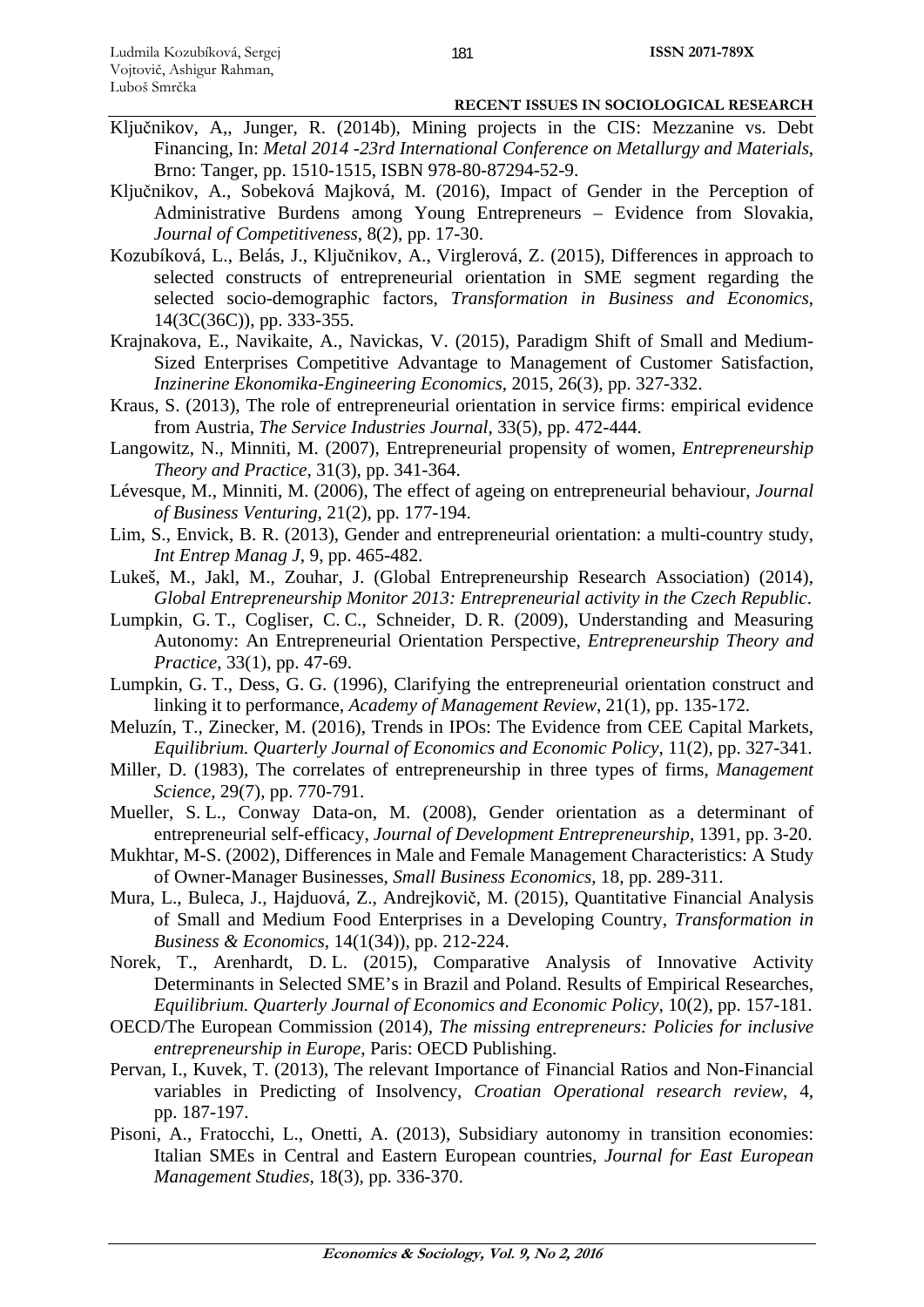Ključnikov, A,, Junger, R. (2014b), Mining projects in the CIS: Mezzanine vs. Debt Financing, In: *Metal 2014 -23rd International Conference on Metallurgy and Materials*, Brno: Tanger, pp. 1510-1515, ISBN 978-80-87294-52-9.

Ključnikov, A., Sobeková Majková, M. (2016), Impact of Gender in the Perception of Administrative Burdens among Young Entrepreneurs – Evidence from Slovakia, *Journal of Competitiveness*, 8(2), pp. 17-30.

Kozubíková, L., Belás, J., Ključnikov, A., Virglerová, Z. (2015), Differences in approach to selected constructs of entrepreneurial orientation in SME segment regarding the selected socio-demographic factors, *Transformation in Business and Economics*, 14(3C(36C)), pp. 333-355.

Krajnakova, E., Navikaite, A., Navickas, V. (2015), Paradigm Shift of Small and Medium-Sized Enterprises Competitive Advantage to Management of Customer Satisfaction, *Inzinerine Ekonomika-Engineering Economics*, 2015, 26(3), pp. 327-332.

Kraus, S. (2013), The role of entrepreneurial orientation in service firms: empirical evidence from Austria, *The Service Industries Journal*, 33(5), pp. 472-444.

Langowitz, N., Minniti, M. (2007), Entrepreneurial propensity of women, *Entrepreneurship Theory and Practice*, 31(3), pp. 341-364.

Lévesque, M., Minniti, M. (2006), The effect of ageing on entrepreneurial behaviour, *Journal of Business Venturing*, 21(2), pp. 177-194.

Lim, S., Envick, B. R. (2013), Gender and entrepreneurial orientation: a multi-country study, *Int Entrep Manag J*, 9, pp. 465-482.

Lukeš, M., Jakl, M., Zouhar, J. (Global Entrepreneurship Research Association) (2014), *Global Entrepreneurship Monitor 2013: Entrepreneurial activity in the Czech Republic*.

Lumpkin, G. T., Cogliser, C. C., Schneider, D. R. (2009), Understanding and Measuring Autonomy: An Entrepreneurial Orientation Perspective, *Entrepreneurship Theory and Practice*, 33(1), pp. 47-69.

Lumpkin, G. T., Dess, G. G. (1996), Clarifying the entrepreneurial orientation construct and linking it to performance, *Academy of Management Review*, 21(1), pp. 135-172.

Meluzín, T., Zinecker, M. (2016), Trends in IPOs: The Evidence from CEE Capital Markets, *Equilibrium. Quarterly Journal of Economics and Economic Policy*, 11(2), pp. 327-341.

Miller, D. (1983), The correlates of entrepreneurship in three types of firms, *Management Science*, 29(7), pp. 770-791.

Mueller, S. L., Conway Data-on, M. (2008), Gender orientation as a determinant of entrepreneurial self-efficacy, *Journal of Development Entrepreneurship*, 1391, pp. 3-20.

Mukhtar, M-S. (2002), Differences in Male and Female Management Characteristics: A Study of Owner-Manager Businesses, *Small Business Economics*, 18, pp. 289-311.

Mura, L., Buleca, J., Hajduová, Z., Andrejkovič, M. (2015), Quantitative Financial Analysis of Small and Medium Food Enterprises in a Developing Country, *Transformation in Business & Economics*, 14(1(34)), pp. 212-224.

Norek, T., Arenhardt, D. L. (2015), Comparative Analysis of Innovative Activity Determinants in Selected SME's in Brazil and Poland. Results of Empirical Researches, *Equilibrium. Quarterly Journal of Economics and Economic Policy*, 10(2), pp. 157-181.

OECD/The European Commission (2014), *The missing entrepreneurs: Policies for inclusive entrepreneurship in Europe*, Paris: OECD Publishing.

Pervan, I., Kuvek, T. (2013), The relevant Importance of Financial Ratios and Non-Financial variables in Predicting of Insolvency, *Croatian Operational research review*, 4, pp. 187-197.

Pisoni, A., Fratocchi, L., Onetti, A. (2013), Subsidiary autonomy in transition economies: Italian SMEs in Central and Eastern European countries, *Journal for East European Management Studies*, 18(3), pp. 336-370.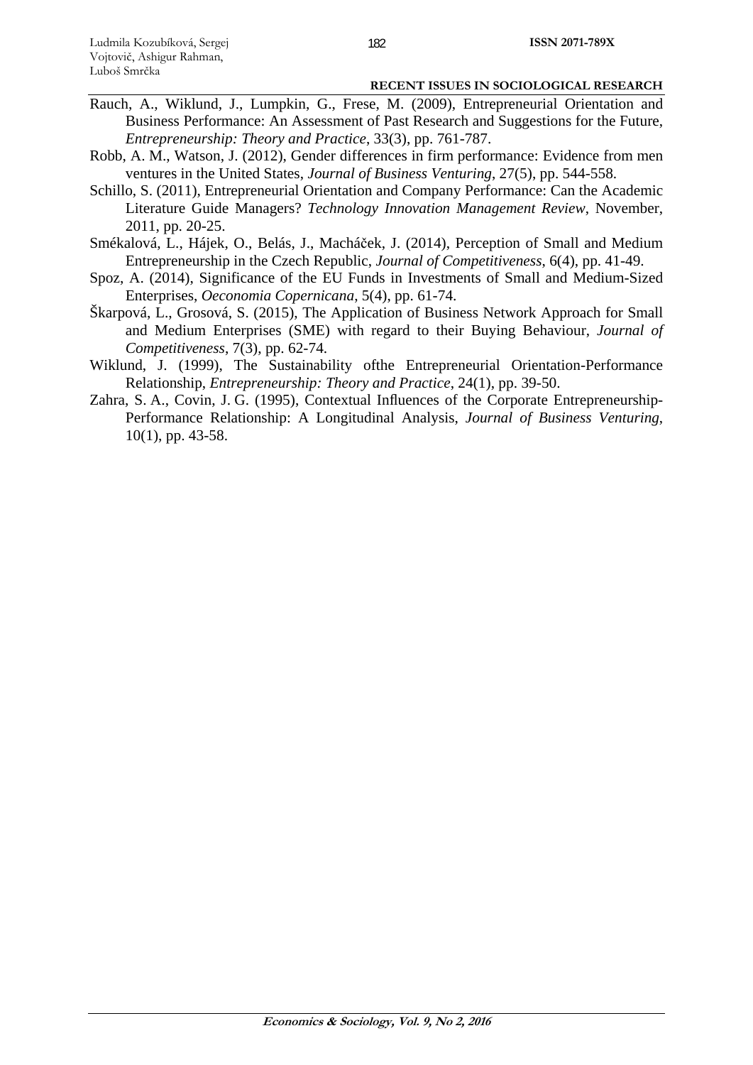Rauch, A., Wiklund, J., Lumpkin, G., Frese, M. (2009), Entrepreneurial Orientation and Business Performance: An Assessment of Past Research and Suggestions for the Future, *Entrepreneurship: Theory and Practice*, 33(3), pp. 761-787.

Robb, A. M., Watson, J. (2012), Gender differences in firm performance: Evidence from men ventures in the United States, *Journal of Business Venturing*, 27(5), pp. 544-558.

Schillo, S. (2011), Entrepreneurial Orientation and Company Performance: Can the Academic Literature Guide Managers? *Technology Innovation Management Review*, November, 2011, pp. 20-25.

Smékalová, L., Hájek, O., Belás, J., Macháček, J. (2014), Perception of Small and Medium Entrepreneurship in the Czech Republic, *Journal of Competitiveness*, 6(4), pp. 41-49.

Spoz, A. (2014), Significance of the EU Funds in Investments of Small and Medium-Sized Enterprises, *Oeconomia Copernicana*, 5(4), pp. 61-74.

Škarpová, L., Grosová, S. (2015), The Application of Business Network Approach for Small and Medium Enterprises (SME) with regard to their Buying Behaviour, *Journal of Competitiveness*, 7(3), pp. 62-74.

Wiklund, J. (1999), The Sustainability ofthe Entrepreneurial Orientation-Performance Relationship, *Entrepreneurship: Theory and Practice*, 24(1), pp. 39-50.

Zahra, S. A., Covin, J. G. (1995), Contextual Influences of the Corporate Entrepreneurship-Performance Relationship: A Longitudinal Analysis, *Journal of Business Venturing*, 10(1), pp. 43-58.